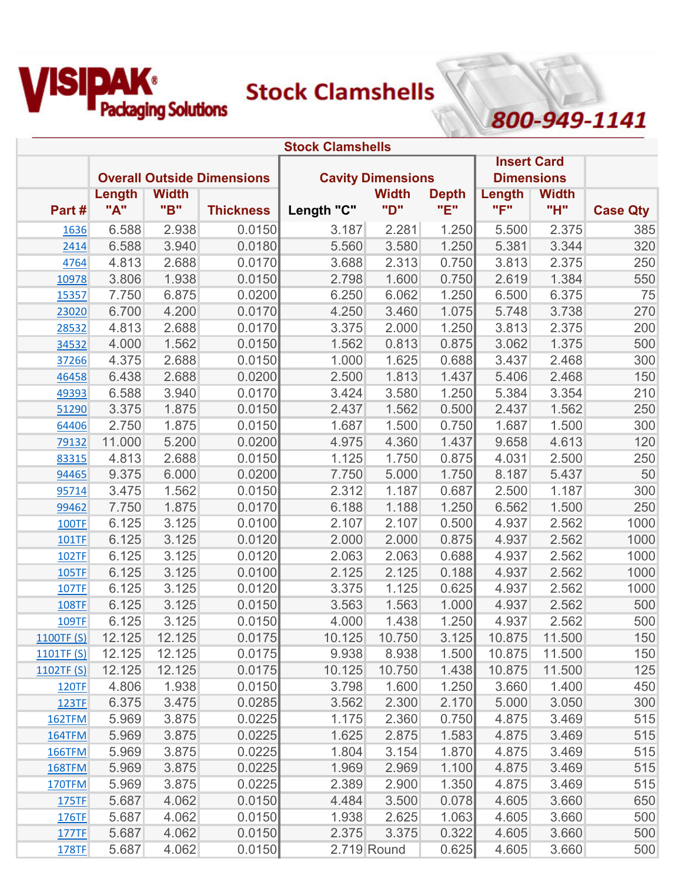# VISIPAK® Packaging Solutions

## Stock Clamshells

800-949-1141

| Stock Clamshells | | | | | | | | | |
|---|---|---|---|---|---|---|---|---|---|
| | Overall Outside Dimensions | | | Cavity Dimensions | | | Insert Card Dimensions | | |
| Part # | Length "A" | Width "B" | Thickness | Length "C" | Width "D" | Depth "E" | Length "F" | Width "H" | Case Qty |
| 1636 | 6.588 | 2.938 | 0.0150 | 3.187 | 2.281 | 1.250 | 5.500 | 2.375 | 385 |
| 2414 | 6.588 | 3.940 | 0.0180 | 5.560 | 3.580 | 1.250 | 5.381 | 3.344 | 320 |
| 4764 | 4.813 | 2.688 | 0.0170 | 3.688 | 2.313 | 0.750 | 3.813 | 2.375 | 250 |
| 10978 | 3.806 | 1.938 | 0.0150 | 2.798 | 1.600 | 0.750 | 2.619 | 1.384 | 550 |
| 15357 | 7.750 | 6.875 | 0.0200 | 6.250 | 6.062 | 1.250 | 6.500 | 6.375 | 75 |
| 23020 | 6.700 | 4.200 | 0.0170 | 4.250 | 3.460 | 1.075 | 5.748 | 3.738 | 270 |
| 28532 | 4.813 | 2.688 | 0.0170 | 3.375 | 2.000 | 1.250 | 3.813 | 2.375 | 200 |
| 34532 | 4.000 | 1.562 | 0.0150 | 1.562 | 0.813 | 0.875 | 3.062 | 1.375 | 500 |
| 37266 | 4.375 | 2.688 | 0.0150 | 1.000 | 1.625 | 0.688 | 3.437 | 2.468 | 300 |
| 46458 | 6.438 | 2.688 | 0.0200 | 2.500 | 1.813 | 1.437 | 5.406 | 2.468 | 150 |
| 49393 | 6.588 | 3.940 | 0.0170 | 3.424 | 3.580 | 1.250 | 5.384 | 3.354 | 210 |
| 51290 | 3.375 | 1.875 | 0.0150 | 2.437 | 1.562 | 0.500 | 2.437 | 1.562 | 250 |
| 64406 | 2.750 | 1.875 | 0.0150 | 1.687 | 1.500 | 0.750 | 1.687 | 1.500 | 300 |
| 79132 | 11.000 | 5.200 | 0.0200 | 4.975 | 4.360 | 1.437 | 9.658 | 4.613 | 120 |
| 83315 | 4.813 | 2.688 | 0.0150 | 1.125 | 1.750 | 0.875 | 4.031 | 2.500 | 250 |
| 94465 | 9.375 | 6.000 | 0.0200 | 7.750 | 5.000 | 1.750 | 8.187 | 5.437 | 50 |
| 95714 | 3.475 | 1.562 | 0.0150 | 2.312 | 1.187 | 0.687 | 2.500 | 1.187 | 300 |
| 99462 | 7.750 | 1.875 | 0.0170 | 6.188 | 1.188 | 1.250 | 6.562 | 1.500 | 250 |
| 100TF | 6.125 | 3.125 | 0.0100 | 2.107 | 2.107 | 0.500 | 4.937 | 2.562 | 1000 |
| 101TF | 6.125 | 3.125 | 0.0120 | 2.000 | 2.000 | 0.875 | 4.937 | 2.562 | 1000 |
| 102TF | 6.125 | 3.125 | 0.0120 | 2.063 | 2.063 | 0.688 | 4.937 | 2.562 | 1000 |
| 105TF | 6.125 | 3.125 | 0.0100 | 2.125 | 2.125 | 0.188 | 4.937 | 2.562 | 1000 |
| 107TF | 6.125 | 3.125 | 0.0120 | 3.375 | 1.125 | 0.625 | 4.937 | 2.562 | 1000 |
| 108TF | 6.125 | 3.125 | 0.0150 | 3.563 | 1.563 | 1.000 | 4.937 | 2.562 | 500 |
| 109TF | 6.125 | 3.125 | 0.0150 | 4.000 | 1.438 | 1.250 | 4.937 | 2.562 | 500 |
| 1100TF (S) | 12.125 | 12.125 | 0.0175 | 10.125 | 10.750 | 3.125 | 10.875 | 11.500 | 150 |
| 1101TF (S) | 12.125 | 12.125 | 0.0175 | 9.938 | 8.938 | 1.500 | 10.875 | 11.500 | 150 |
| 1102TF (S) | 12.125 | 12.125 | 0.0175 | 10.125 | 10.750 | 1.438 | 10.875 | 11.500 | 125 |
| 120TF | 4.806 | 1.938 | 0.0150 | 3.798 | 1.600 | 1.250 | 3.660 | 1.400 | 450 |
| 123TF | 6.375 | 3.475 | 0.0285 | 3.562 | 2.300 | 2.170 | 5.000 | 3.050 | 300 |
| 162TFM | 5.969 | 3.875 | 0.0225 | 1.175 | 2.360 | 0.750 | 4.875 | 3.469 | 515 |
| 164TFM | 5.969 | 3.875 | 0.0225 | 1.625 | 2.875 | 1.583 | 4.875 | 3.469 | 515 |
| 166TFM | 5.969 | 3.875 | 0.0225 | 1.804 | 3.154 | 1.870 | 4.875 | 3.469 | 515 |
| 168TFM | 5.969 | 3.875 | 0.0225 | 1.969 | 2.969 | 1.100 | 4.875 | 3.469 | 515 |
| 170TFM | 5.969 | 3.875 | 0.0225 | 2.389 | 2.900 | 1.350 | 4.875 | 3.469 | 515 |
| 175TF | 5.687 | 4.062 | 0.0150 | 4.484 | 3.500 | 0.078 | 4.605 | 3.660 | 650 |
| 176TF | 5.687 | 4.062 | 0.0150 | 1.938 | 2.625 | 1.063 | 4.605 | 3.660 | 500 |
| 177TF | 5.687 | 4.062 | 0.0150 | 2.375 | 3.375 | 0.322 | 4.605 | 3.660 | 500 |
| 178TF | 5.687 | 4.062 | 0.0150 | 2.719 | Round | 0.625 | 4.605 | 3.660 | 500 |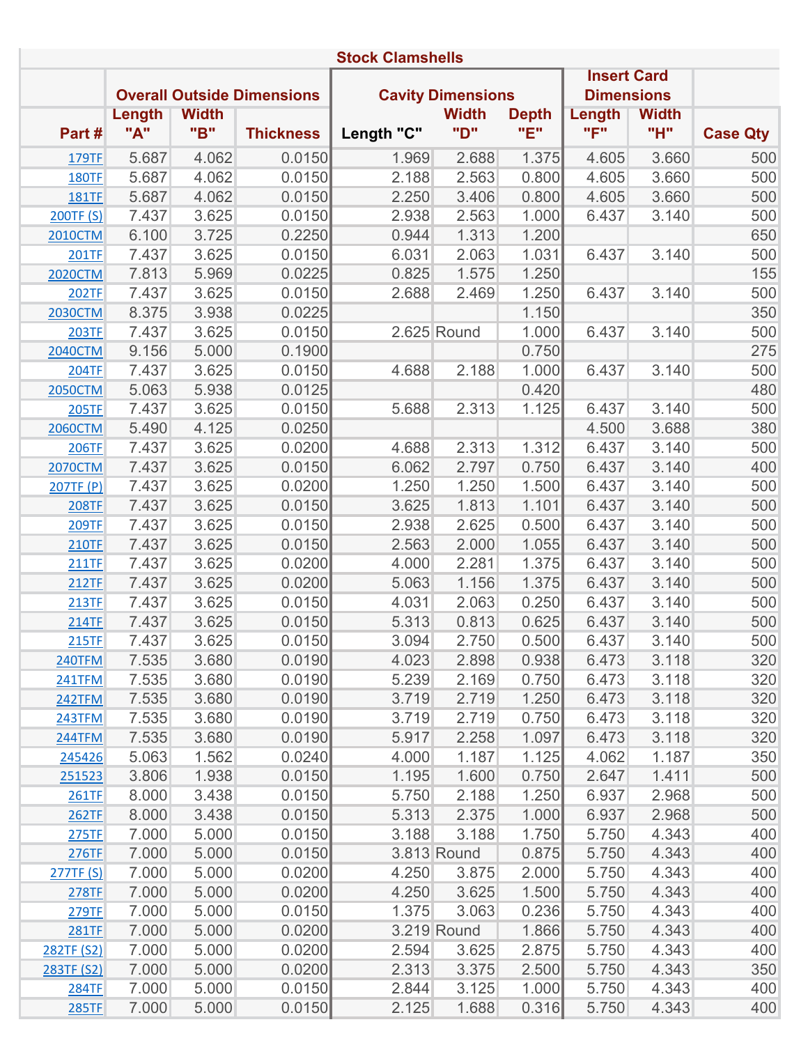| Stock Clamshells | | | | | | | | | |
|---|---|---|---|---|---|---|---|---|---|
| | Overall Outside Dimensions | | | Cavity Dimensions | | | Insert Card Dimensions | | |
| Part # | Length "A" | Width "B" | Thickness | Length "C" | Width "D" | Depth "E" | Length "F" | Width "H" | Case Qty |
| 179TF | 5.687 | 4.062 | 0.0150 | 1.969 | 2.688 | 1.375 | 4.605 | 3.660 | 500 |
| 180TF | 5.687 | 4.062 | 0.0150 | 2.188 | 2.563 | 0.800 | 4.605 | 3.660 | 500 |
| 181TF | 5.687 | 4.062 | 0.0150 | 2.250 | 3.406 | 0.800 | 4.605 | 3.660 | 500 |
| 200TF (S) | 7.437 | 3.625 | 0.0150 | 2.938 | 2.563 | 1.000 | 6.437 | 3.140 | 500 |
| 2010CTM | 6.100 | 3.725 | 0.2250 | 0.944 | 1.313 | 1.200 | | | 650 |
| 201TF | 7.437 | 3.625 | 0.0150 | 6.031 | 2.063 | 1.031 | 6.437 | 3.140 | 500 |
| 2020CTM | 7.813 | 5.969 | 0.0225 | 0.825 | 1.575 | 1.250 | | | 155 |
| 202TF | 7.437 | 3.625 | 0.0150 | 2.688 | 2.469 | 1.250 | 6.437 | 3.140 | 500 |
| 2030CTM | 8.375 | 3.938 | 0.0225 | | | 1.150 | | | 350 |
| 203TF | 7.437 | 3.625 | 0.0150 | 2.625 | Round | 1.000 | 6.437 | 3.140 | 500 |
| 2040CTM | 9.156 | 5.000 | 0.1900 | | | 0.750 | | | 275 |
| 204TF | 7.437 | 3.625 | 0.0150 | 4.688 | 2.188 | 1.000 | 6.437 | 3.140 | 500 |
| 2050CTM | 5.063 | 5.938 | 0.0125 | | | 0.420 | | | 480 |
| 205TF | 7.437 | 3.625 | 0.0150 | 5.688 | 2.313 | 1.125 | 6.437 | 3.140 | 500 |
| 2060CTM | 5.490 | 4.125 | 0.0250 | | | | 4.500 | 3.688 | 380 |
| 206TF | 7.437 | 3.625 | 0.0200 | 4.688 | 2.313 | 1.312 | 6.437 | 3.140 | 500 |
| 2070CTM | 7.437 | 3.625 | 0.0150 | 6.062 | 2.797 | 0.750 | 6.437 | 3.140 | 400 |
| 207TF (P) | 7.437 | 3.625 | 0.0200 | 1.250 | 1.250 | 1.500 | 6.437 | 3.140 | 500 |
| 208TF | 7.437 | 3.625 | 0.0150 | 3.625 | 1.813 | 1.101 | 6.437 | 3.140 | 500 |
| 209TF | 7.437 | 3.625 | 0.0150 | 2.938 | 2.625 | 0.500 | 6.437 | 3.140 | 500 |
| 210TF | 7.437 | 3.625 | 0.0150 | 2.563 | 2.000 | 1.055 | 6.437 | 3.140 | 500 |
| 211TF | 7.437 | 3.625 | 0.0200 | 4.000 | 2.281 | 1.375 | 6.437 | 3.140 | 500 |
| 212TF | 7.437 | 3.625 | 0.0200 | 5.063 | 1.156 | 1.375 | 6.437 | 3.140 | 500 |
| 213TF | 7.437 | 3.625 | 0.0150 | 4.031 | 2.063 | 0.250 | 6.437 | 3.140 | 500 |
| 214TF | 7.437 | 3.625 | 0.0150 | 5.313 | 0.813 | 0.625 | 6.437 | 3.140 | 500 |
| 215TF | 7.437 | 3.625 | 0.0150 | 3.094 | 2.750 | 0.500 | 6.437 | 3.140 | 500 |
| 240TFM | 7.535 | 3.680 | 0.0190 | 4.023 | 2.898 | 0.938 | 6.473 | 3.118 | 320 |
| 241TFM | 7.535 | 3.680 | 0.0190 | 5.239 | 2.169 | 0.750 | 6.473 | 3.118 | 320 |
| 242TFM | 7.535 | 3.680 | 0.0190 | 3.719 | 2.719 | 1.250 | 6.473 | 3.118 | 320 |
| 243TFM | 7.535 | 3.680 | 0.0190 | 3.719 | 2.719 | 0.750 | 6.473 | 3.118 | 320 |
| 244TFM | 7.535 | 3.680 | 0.0190 | 5.917 | 2.258 | 1.097 | 6.473 | 3.118 | 320 |
| 245426 | 5.063 | 1.562 | 0.0240 | 4.000 | 1.187 | 1.125 | 4.062 | 1.187 | 350 |
| 251523 | 3.806 | 1.938 | 0.0150 | 1.195 | 1.600 | 0.750 | 2.647 | 1.411 | 500 |
| 261TF | 8.000 | 3.438 | 0.0150 | 5.750 | 2.188 | 1.250 | 6.937 | 2.968 | 500 |
| 262TF | 8.000 | 3.438 | 0.0150 | 5.313 | 2.375 | 1.000 | 6.937 | 2.968 | 500 |
| 275TF | 7.000 | 5.000 | 0.0150 | 3.188 | 3.188 | 1.750 | 5.750 | 4.343 | 400 |
| 276TF | 7.000 | 5.000 | 0.0150 | 3.813 | Round | 0.875 | 5.750 | 4.343 | 400 |
| 277TF (S) | 7.000 | 5.000 | 0.0200 | 4.250 | 3.875 | 2.000 | 5.750 | 4.343 | 400 |
| 278TF | 7.000 | 5.000 | 0.0200 | 4.250 | 3.625 | 1.500 | 5.750 | 4.343 | 400 |
| 279TF | 7.000 | 5.000 | 0.0150 | 1.375 | 3.063 | 0.236 | 5.750 | 4.343 | 400 |
| 281TF | 7.000 | 5.000 | 0.0200 | 3.219 | Round | 1.866 | 5.750 | 4.343 | 400 |
| 282TF (S2) | 7.000 | 5.000 | 0.0200 | 2.594 | 3.625 | 2.875 | 5.750 | 4.343 | 400 |
| 283TF (S2) | 7.000 | 5.000 | 0.0200 | 2.313 | 3.375 | 2.500 | 5.750 | 4.343 | 350 |
| 284TF | 7.000 | 5.000 | 0.0150 | 2.844 | 3.125 | 1.000 | 5.750 | 4.343 | 400 |
| 285TF | 7.000 | 5.000 | 0.0150 | 2.125 | 1.688 | 0.316 | 5.750 | 4.343 | 400 |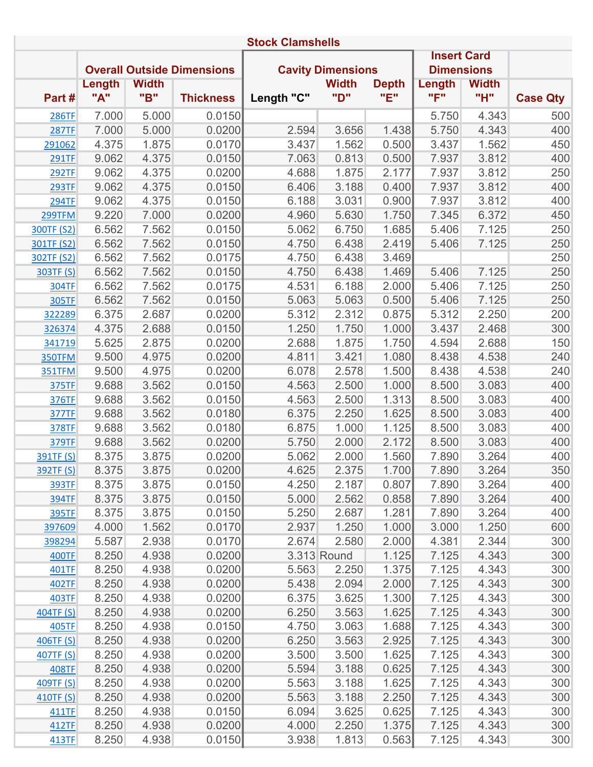| Stock Clamshells | | | | | | | | | |
|---|---|---|---|---|---|---|---|---|---|
| | Overall Outside Dimensions | | | Cavity Dimensions | | | Insert Card Dimensions | | |
| Part # | Length "A" | Width "B" | Thickness | Length "C" | Width "D" | Depth "E" | Length "F" | Width "H" | Case Qty |
| 286TF | 7.000 | 5.000 | 0.0150 | | | | 5.750 | 4.343 | 500 |
| 287TF | 7.000 | 5.000 | 0.0200 | 2.594 | 3.656 | 1.438 | 5.750 | 4.343 | 400 |
| 291062 | 4.375 | 1.875 | 0.0170 | 3.437 | 1.562 | 0.500 | 3.437 | 1.562 | 450 |
| 291TF | 9.062 | 4.375 | 0.0150 | 7.063 | 0.813 | 0.500 | 7.937 | 3.812 | 400 |
| 292TF | 9.062 | 4.375 | 0.0200 | 4.688 | 1.875 | 2.177 | 7.937 | 3.812 | 250 |
| 293TF | 9.062 | 4.375 | 0.0150 | 6.406 | 3.188 | 0.400 | 7.937 | 3.812 | 400 |
| 294TF | 9.062 | 4.375 | 0.0150 | 6.188 | 3.031 | 0.900 | 7.937 | 3.812 | 400 |
| 299TFM | 9.220 | 7.000 | 0.0200 | 4.960 | 5.630 | 1.750 | 7.345 | 6.372 | 450 |
| 300TF (S2) | 6.562 | 7.562 | 0.0150 | 5.062 | 6.750 | 1.685 | 5.406 | 7.125 | 250 |
| 301TF (S2) | 6.562 | 7.562 | 0.0150 | 4.750 | 6.438 | 2.419 | 5.406 | 7.125 | 250 |
| 302TF (S2) | 6.562 | 7.562 | 0.0175 | 4.750 | 6.438 | 3.469 | | | 250 |
| 303TF (S) | 6.562 | 7.562 | 0.0150 | 4.750 | 6.438 | 1.469 | 5.406 | 7.125 | 250 |
| 304TF | 6.562 | 7.562 | 0.0175 | 4.531 | 6.188 | 2.000 | 5.406 | 7.125 | 250 |
| 305TF | 6.562 | 7.562 | 0.0150 | 5.063 | 5.063 | 0.500 | 5.406 | 7.125 | 250 |
| 322289 | 6.375 | 2.687 | 0.0200 | 5.312 | 2.312 | 0.875 | 5.312 | 2.250 | 200 |
| 326374 | 4.375 | 2.688 | 0.0150 | 1.250 | 1.750 | 1.000 | 3.437 | 2.468 | 300 |
| 341719 | 5.625 | 2.875 | 0.0200 | 2.688 | 1.875 | 1.750 | 4.594 | 2.688 | 150 |
| 350TFM | 9.500 | 4.975 | 0.0200 | 4.811 | 3.421 | 1.080 | 8.438 | 4.538 | 240 |
| 351TFM | 9.500 | 4.975 | 0.0200 | 6.078 | 2.578 | 1.500 | 8.438 | 4.538 | 240 |
| 375TF | 9.688 | 3.562 | 0.0150 | 4.563 | 2.500 | 1.000 | 8.500 | 3.083 | 400 |
| 376TF | 9.688 | 3.562 | 0.0150 | 4.563 | 2.500 | 1.313 | 8.500 | 3.083 | 400 |
| 377TF | 9.688 | 3.562 | 0.0180 | 6.375 | 2.250 | 1.625 | 8.500 | 3.083 | 400 |
| 378TF | 9.688 | 3.562 | 0.0180 | 6.875 | 1.000 | 1.125 | 8.500 | 3.083 | 400 |
| 379TF | 9.688 | 3.562 | 0.0200 | 5.750 | 2.000 | 2.172 | 8.500 | 3.083 | 400 |
| 391TF (S) | 8.375 | 3.875 | 0.0200 | 5.062 | 2.000 | 1.560 | 7.890 | 3.264 | 400 |
| 392TF (S) | 8.375 | 3.875 | 0.0200 | 4.625 | 2.375 | 1.700 | 7.890 | 3.264 | 350 |
| 393TF | 8.375 | 3.875 | 0.0150 | 4.250 | 2.187 | 0.807 | 7.890 | 3.264 | 400 |
| 394TF | 8.375 | 3.875 | 0.0150 | 5.000 | 2.562 | 0.858 | 7.890 | 3.264 | 400 |
| 395TF | 8.375 | 3.875 | 0.0150 | 5.250 | 2.687 | 1.281 | 7.890 | 3.264 | 400 |
| 397609 | 4.000 | 1.562 | 0.0170 | 2.937 | 1.250 | 1.000 | 3.000 | 1.250 | 600 |
| 398294 | 5.587 | 2.938 | 0.0170 | 2.674 | 2.580 | 2.000 | 4.381 | 2.344 | 300 |
| 400TF | 8.250 | 4.938 | 0.0200 | 3.313 | Round | 1.125 | 7.125 | 4.343 | 300 |
| 401TF | 8.250 | 4.938 | 0.0200 | 5.563 | 2.250 | 1.375 | 7.125 | 4.343 | 300 |
| 402TF | 8.250 | 4.938 | 0.0200 | 5.438 | 2.094 | 2.000 | 7.125 | 4.343 | 300 |
| 403TF | 8.250 | 4.938 | 0.0200 | 6.375 | 3.625 | 1.300 | 7.125 | 4.343 | 300 |
| 404TF (S) | 8.250 | 4.938 | 0.0200 | 6.250 | 3.563 | 1.625 | 7.125 | 4.343 | 300 |
| 405TF | 8.250 | 4.938 | 0.0150 | 4.750 | 3.063 | 1.688 | 7.125 | 4.343 | 300 |
| 406TF (S) | 8.250 | 4.938 | 0.0200 | 6.250 | 3.563 | 2.925 | 7.125 | 4.343 | 300 |
| 407TF (S) | 8.250 | 4.938 | 0.0200 | 3.500 | 3.500 | 1.625 | 7.125 | 4.343 | 300 |
| 408TF | 8.250 | 4.938 | 0.0200 | 5.594 | 3.188 | 0.625 | 7.125 | 4.343 | 300 |
| 409TF (S) | 8.250 | 4.938 | 0.0200 | 5.563 | 3.188 | 1.625 | 7.125 | 4.343 | 300 |
| 410TF (S) | 8.250 | 4.938 | 0.0200 | 5.563 | 3.188 | 2.250 | 7.125 | 4.343 | 300 |
| 411TF | 8.250 | 4.938 | 0.0150 | 6.094 | 3.625 | 0.625 | 7.125 | 4.343 | 300 |
| 412TF | 8.250 | 4.938 | 0.0200 | 4.000 | 2.250 | 1.375 | 7.125 | 4.343 | 300 |
| 413TF | 8.250 | 4.938 | 0.0150 | 3.938 | 1.813 | 0.563 | 7.125 | 4.343 | 300 |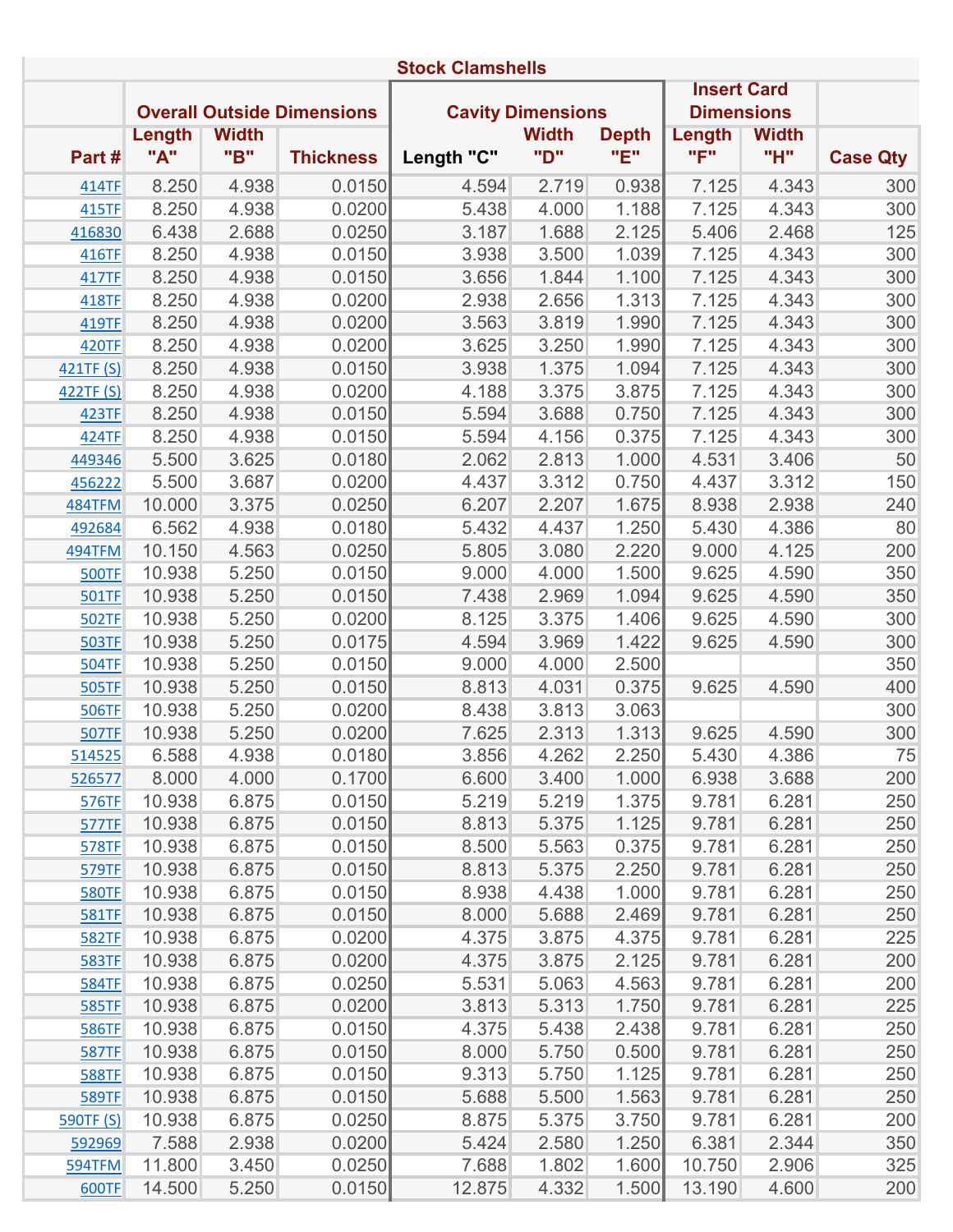| Stock Clamshells | | | | | | | | | |
|---|---|---|---|---|---|---|---|---|---|
| | Overall Outside Dimensions | | | Cavity Dimensions | | | Insert Card Dimensions | | |
| Part # | Length "A" | Width "B" | Thickness | Length "C" | Width "D" | Depth "E" | Length "F" | Width "H" | Case Qty |
| 414TF | 8.250 | 4.938 | 0.0150 | 4.594 | 2.719 | 0.938 | 7.125 | 4.343 | 300 |
| 415TF | 8.250 | 4.938 | 0.0200 | 5.438 | 4.000 | 1.188 | 7.125 | 4.343 | 300 |
| 416830 | 6.438 | 2.688 | 0.0250 | 3.187 | 1.688 | 2.125 | 5.406 | 2.468 | 125 |
| 416TF | 8.250 | 4.938 | 0.0150 | 3.938 | 3.500 | 1.039 | 7.125 | 4.343 | 300 |
| 417TF | 8.250 | 4.938 | 0.0150 | 3.656 | 1.844 | 1.100 | 7.125 | 4.343 | 300 |
| 418TF | 8.250 | 4.938 | 0.0200 | 2.938 | 2.656 | 1.313 | 7.125 | 4.343 | 300 |
| 419TF | 8.250 | 4.938 | 0.0200 | 3.563 | 3.819 | 1.990 | 7.125 | 4.343 | 300 |
| 420TF | 8.250 | 4.938 | 0.0200 | 3.625 | 3.250 | 1.990 | 7.125 | 4.343 | 300 |
| 421TF (S) | 8.250 | 4.938 | 0.0150 | 3.938 | 1.375 | 1.094 | 7.125 | 4.343 | 300 |
| 422TF (S) | 8.250 | 4.938 | 0.0200 | 4.188 | 3.375 | 3.875 | 7.125 | 4.343 | 300 |
| 423TF | 8.250 | 4.938 | 0.0150 | 5.594 | 3.688 | 0.750 | 7.125 | 4.343 | 300 |
| 424TF | 8.250 | 4.938 | 0.0150 | 5.594 | 4.156 | 0.375 | 7.125 | 4.343 | 300 |
| 449346 | 5.500 | 3.625 | 0.0180 | 2.062 | 2.813 | 1.000 | 4.531 | 3.406 | 50 |
| 456222 | 5.500 | 3.687 | 0.0200 | 4.437 | 3.312 | 0.750 | 4.437 | 3.312 | 150 |
| 484TFM | 10.000 | 3.375 | 0.0250 | 6.207 | 2.207 | 1.675 | 8.938 | 2.938 | 240 |
| 492684 | 6.562 | 4.938 | 0.0180 | 5.432 | 4.437 | 1.250 | 5.430 | 4.386 | 80 |
| 494TFM | 10.150 | 4.563 | 0.0250 | 5.805 | 3.080 | 2.220 | 9.000 | 4.125 | 200 |
| 500TF | 10.938 | 5.250 | 0.0150 | 9.000 | 4.000 | 1.500 | 9.625 | 4.590 | 350 |
| 501TF | 10.938 | 5.250 | 0.0150 | 7.438 | 2.969 | 1.094 | 9.625 | 4.590 | 350 |
| 502TF | 10.938 | 5.250 | 0.0200 | 8.125 | 3.375 | 1.406 | 9.625 | 4.590 | 300 |
| 503TF | 10.938 | 5.250 | 0.0175 | 4.594 | 3.969 | 1.422 | 9.625 | 4.590 | 300 |
| 504TF | 10.938 | 5.250 | 0.0150 | 9.000 | 4.000 | 2.500 | | | 350 |
| 505TF | 10.938 | 5.250 | 0.0150 | 8.813 | 4.031 | 0.375 | 9.625 | 4.590 | 400 |
| 506TF | 10.938 | 5.250 | 0.0200 | 8.438 | 3.813 | 3.063 | | | 300 |
| 507TF | 10.938 | 5.250 | 0.0200 | 7.625 | 2.313 | 1.313 | 9.625 | 4.590 | 300 |
| 514525 | 6.588 | 4.938 | 0.0180 | 3.856 | 4.262 | 2.250 | 5.430 | 4.386 | 75 |
| 526577 | 8.000 | 4.000 | 0.1700 | 6.600 | 3.400 | 1.000 | 6.938 | 3.688 | 200 |
| 576TF | 10.938 | 6.875 | 0.0150 | 5.219 | 5.219 | 1.375 | 9.781 | 6.281 | 250 |
| 577TF | 10.938 | 6.875 | 0.0150 | 8.813 | 5.375 | 1.125 | 9.781 | 6.281 | 250 |
| 578TF | 10.938 | 6.875 | 0.0150 | 8.500 | 5.563 | 0.375 | 9.781 | 6.281 | 250 |
| 579TF | 10.938 | 6.875 | 0.0150 | 8.813 | 5.375 | 2.250 | 9.781 | 6.281 | 250 |
| 580TF | 10.938 | 6.875 | 0.0150 | 8.938 | 4.438 | 1.000 | 9.781 | 6.281 | 250 |
| 581TF | 10.938 | 6.875 | 0.0150 | 8.000 | 5.688 | 2.469 | 9.781 | 6.281 | 250 |
| 582TF | 10.938 | 6.875 | 0.0200 | 4.375 | 3.875 | 4.375 | 9.781 | 6.281 | 225 |
| 583TF | 10.938 | 6.875 | 0.0200 | 4.375 | 3.875 | 2.125 | 9.781 | 6.281 | 200 |
| 584TF | 10.938 | 6.875 | 0.0250 | 5.531 | 5.063 | 4.563 | 9.781 | 6.281 | 200 |
| 585TF | 10.938 | 6.875 | 0.0200 | 3.813 | 5.313 | 1.750 | 9.781 | 6.281 | 225 |
| 586TF | 10.938 | 6.875 | 0.0150 | 4.375 | 5.438 | 2.438 | 9.781 | 6.281 | 250 |
| 587TF | 10.938 | 6.875 | 0.0150 | 8.000 | 5.750 | 0.500 | 9.781 | 6.281 | 250 |
| 588TF | 10.938 | 6.875 | 0.0150 | 9.313 | 5.750 | 1.125 | 9.781 | 6.281 | 250 |
| 589TF | 10.938 | 6.875 | 0.0150 | 5.688 | 5.500 | 1.563 | 9.781 | 6.281 | 250 |
| 590TF (S) | 10.938 | 6.875 | 0.0250 | 8.875 | 5.375 | 3.750 | 9.781 | 6.281 | 200 |
| 592969 | 7.588 | 2.938 | 0.0200 | 5.424 | 2.580 | 1.250 | 6.381 | 2.344 | 350 |
| 594TFM | 11.800 | 3.450 | 0.0250 | 7.688 | 1.802 | 1.600 | 10.750 | 2.906 | 325 |
| 600TF | 14.500 | 5.250 | 0.0150 | 12.875 | 4.332 | 1.500 | 13.190 | 4.600 | 200 |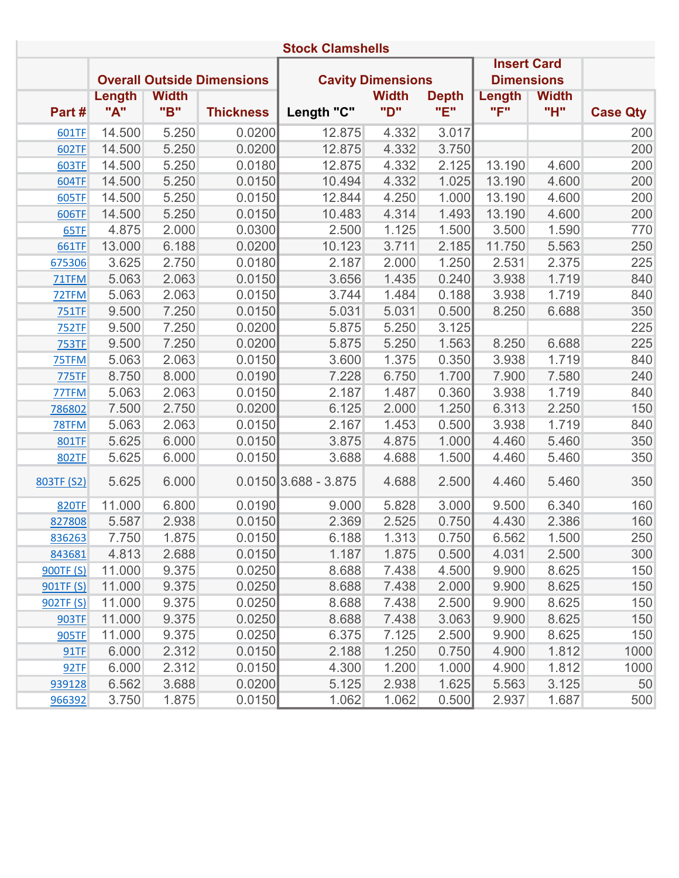## Stock Clamshells

| | Overall Outside Dimensions | | | Cavity Dimensions | | | Insert Card Dimensions | | |
|---|---|---|---|---|---|---|---|---|---|
| Part # | Length "A" | Width "B" | Thickness | Length "C" | Width "D" | Depth "E" | Length "F" | Width "H" | Case Qty |
| 601TF | 14.500 | 5.250 | 0.0200 | 12.875 | 4.332 | 3.017 | | | 200 |
| 602TF | 14.500 | 5.250 | 0.0200 | 12.875 | 4.332 | 3.750 | | | 200 |
| 603TF | 14.500 | 5.250 | 0.0180 | 12.875 | 4.332 | 2.125 | 13.190 | 4.600 | 200 |
| 604TF | 14.500 | 5.250 | 0.0150 | 10.494 | 4.332 | 1.025 | 13.190 | 4.600 | 200 |
| 605TF | 14.500 | 5.250 | 0.0150 | 12.844 | 4.250 | 1.000 | 13.190 | 4.600 | 200 |
| 606TF | 14.500 | 5.250 | 0.0150 | 10.483 | 4.314 | 1.493 | 13.190 | 4.600 | 200 |
| 65TF | 4.875 | 2.000 | 0.0300 | 2.500 | 1.125 | 1.500 | 3.500 | 1.590 | 770 |
| 661TF | 13.000 | 6.188 | 0.0200 | 10.123 | 3.711 | 2.185 | 11.750 | 5.563 | 250 |
| 675306 | 3.625 | 2.750 | 0.0180 | 2.187 | 2.000 | 1.250 | 2.531 | 2.375 | 225 |
| 71TFM | 5.063 | 2.063 | 0.0150 | 3.656 | 1.435 | 0.240 | 3.938 | 1.719 | 840 |
| 72TFM | 5.063 | 2.063 | 0.0150 | 3.744 | 1.484 | 0.188 | 3.938 | 1.719 | 840 |
| 751TF | 9.500 | 7.250 | 0.0150 | 5.031 | 5.031 | 0.500 | 8.250 | 6.688 | 350 |
| 752TF | 9.500 | 7.250 | 0.0200 | 5.875 | 5.250 | 3.125 | | | 225 |
| 753TF | 9.500 | 7.250 | 0.0200 | 5.875 | 5.250 | 1.563 | 8.250 | 6.688 | 225 |
| 75TFM | 5.063 | 2.063 | 0.0150 | 3.600 | 1.375 | 0.350 | 3.938 | 1.719 | 840 |
| 775TF | 8.750 | 8.000 | 0.0190 | 7.228 | 6.750 | 1.700 | 7.900 | 7.580 | 240 |
| 77TFM | 5.063 | 2.063 | 0.0150 | 2.187 | 1.487 | 0.360 | 3.938 | 1.719 | 840 |
| 786802 | 7.500 | 2.750 | 0.0200 | 6.125 | 2.000 | 1.250 | 6.313 | 2.250 | 150 |
| 78TFM | 5.063 | 2.063 | 0.0150 | 2.167 | 1.453 | 0.500 | 3.938 | 1.719 | 840 |
| 801TF | 5.625 | 6.000 | 0.0150 | 3.875 | 4.875 | 1.000 | 4.460 | 5.460 | 350 |
| 802TF | 5.625 | 6.000 | 0.0150 | 3.688 | 4.688 | 1.500 | 4.460 | 5.460 | 350 |
| 803TF (S2) | 5.625 | 6.000 | 0.0150 | 3.688 - 3.875 | 4.688 | 2.500 | 4.460 | 5.460 | 350 |
| 820TF | 11.000 | 6.800 | 0.0190 | 9.000 | 5.828 | 3.000 | 9.500 | 6.340 | 160 |
| 827808 | 5.587 | 2.938 | 0.0150 | 2.369 | 2.525 | 0.750 | 4.430 | 2.386 | 160 |
| 836263 | 7.750 | 1.875 | 0.0150 | 6.188 | 1.313 | 0.750 | 6.562 | 1.500 | 250 |
| 843681 | 4.813 | 2.688 | 0.0150 | 1.187 | 1.875 | 0.500 | 4.031 | 2.500 | 300 |
| 900TF (S) | 11.000 | 9.375 | 0.0250 | 8.688 | 7.438 | 4.500 | 9.900 | 8.625 | 150 |
| 901TF (S) | 11.000 | 9.375 | 0.0250 | 8.688 | 7.438 | 2.000 | 9.900 | 8.625 | 150 |
| 902TF (S) | 11.000 | 9.375 | 0.0250 | 8.688 | 7.438 | 2.500 | 9.900 | 8.625 | 150 |
| 903TF | 11.000 | 9.375 | 0.0250 | 8.688 | 7.438 | 3.063 | 9.900 | 8.625 | 150 |
| 905TF | 11.000 | 9.375 | 0.0250 | 6.375 | 7.125 | 2.500 | 9.900 | 8.625 | 150 |
| 91TF | 6.000 | 2.312 | 0.0150 | 2.188 | 1.250 | 0.750 | 4.900 | 1.812 | 1000 |
| 92TF | 6.000 | 2.312 | 0.0150 | 4.300 | 1.200 | 1.000 | 4.900 | 1.812 | 1000 |
| 939128 | 6.562 | 3.688 | 0.0200 | 5.125 | 2.938 | 1.625 | 5.563 | 3.125 | 50 |
| 966392 | 3.750 | 1.875 | 0.0150 | 1.062 | 1.062 | 0.500 | 2.937 | 1.687 | 500 |